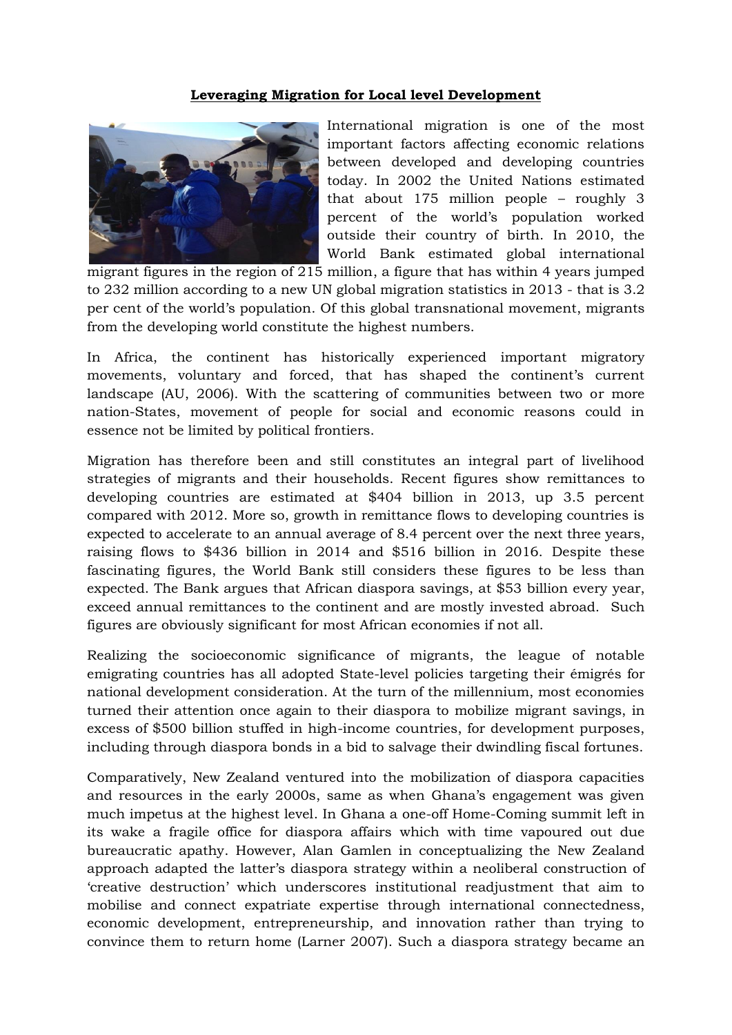**Leveraging Migration for Local level Development**

International migration is one of the most important factors affecting economic relations between developed and developing countries today. In 2002 the United Nations estimated that about 175 million people – roughly 3 percent of the world's population worked outside their country of birth. In 2010, the World Bank estimated global international migrant figures in the region of 215 million, a figure that has within 4 years jumped to 232 million according to a new UN global migration statistics in 2013 - that is 3.2 per cent of the world's population. Of this global transnational movement, migrants from the developing world constitute the highest numbers.

In Africa, the continent has historically experienced important migratory movements, voluntary and forced, that has shaped the continent's current landscape (AU, 2006). With the scattering of communities between two or more nation-States, movement of people for social and economic reasons could in essence not be limited by political frontiers.

Migration has therefore been and still constitutes an integral part of livelihood strategies of migrants and their households. Recent figures show remittances to developing countries are estimated at $404 billion in 2013, up 3.5 percent compared with 2012. More so, growth in remittance flows to developing countries is expected to accelerate to an annual average of 8.4 percent over the next three years, raising flows to $436 billion in 2014 and $516 billion in 2016. Despite these fascinating figures, the World Bank still considers these figures to be less than expected. The Bank argues that African diaspora savings, at $53 billion every year, exceed annual remittances to the continent and are mostly invested abroad. Such figures are obviously significant for most African economies if not all.

Realizing the socioeconomic significance of migrants, the league of notable emigrating countries has all adopted State-level policies targeting their émigrés for national development consideration. At the turn of the millennium, most economies turned their attention once again to their diaspora to mobilize migrant savings, in excess of $500 billion stuffed in high-income countries, for development purposes, including through diaspora bonds in a bid to salvage their dwindling fiscal fortunes.

Comparatively, New Zealand ventured into the mobilization of diaspora capacities and resources in the early 2000s, same as when Ghana's engagement was given much impetus at the highest level. In Ghana a one-off Home-Coming summit left in its wake a fragile office for diaspora affairs which with time vapoured out due bureaucratic apathy. However, Alan Gamlen in conceptualizing the New Zealand approach adapted the latter's diaspora strategy within a neoliberal construction of 'creative destruction' which underscores institutional readjustment that aim to mobilise and connect expatriate expertise through international connectedness, economic development, entrepreneurship, and innovation rather than trying to convince them to return home (Larner 2007). Such a diaspora strategy became an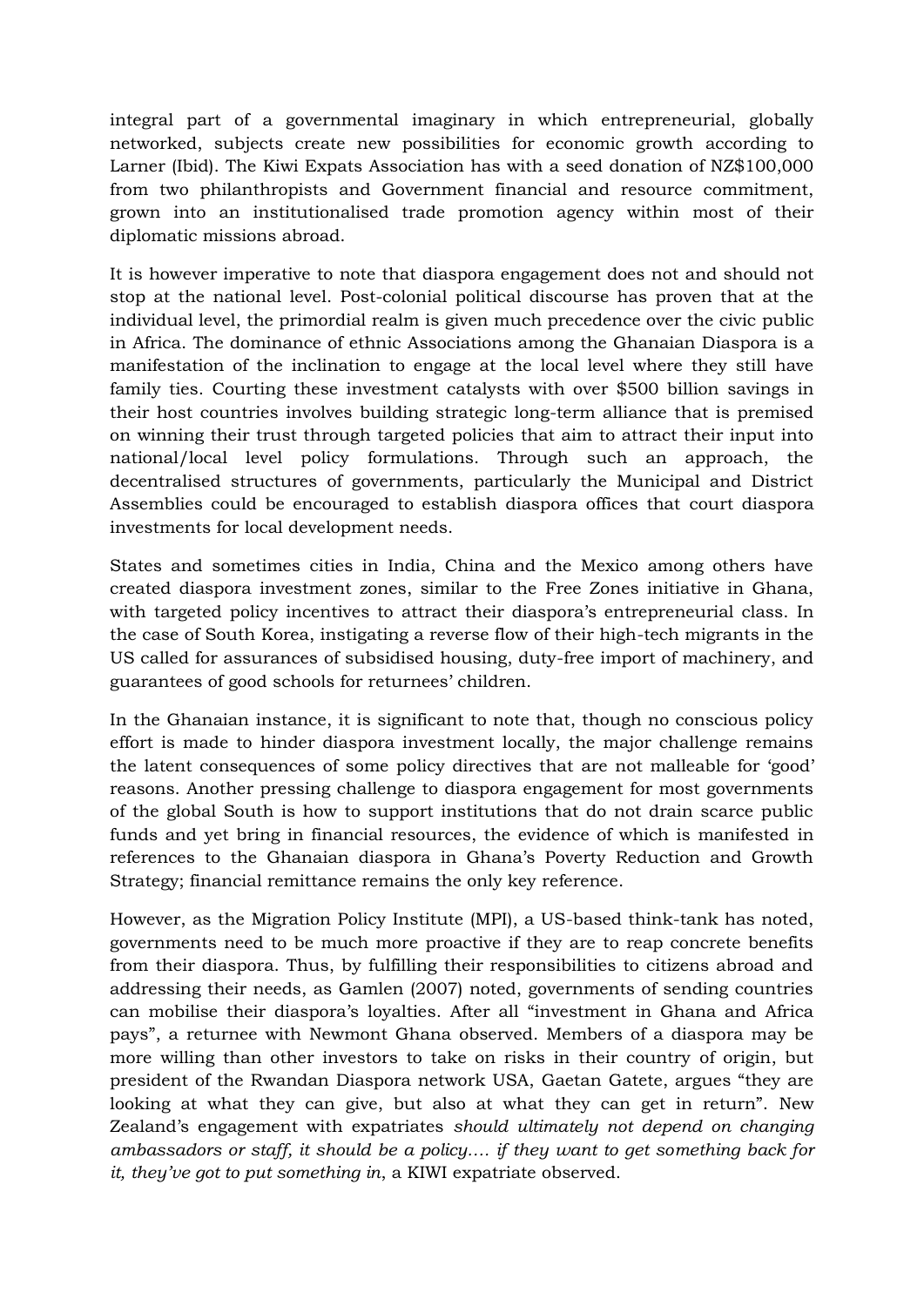integral part of a governmental imaginary in which entrepreneurial, globally networked, subjects create new possibilities for economic growth according to Larner (Ibid). The Kiwi Expats Association has with a seed donation of NZ$100,000 from two philanthropists and Government financial and resource commitment, grown into an institutionalised trade promotion agency within most of their diplomatic missions abroad.

It is however imperative to note that diaspora engagement does not and should not stop at the national level. Post-colonial political discourse has proven that at the individual level, the primordial realm is given much precedence over the civic public in Africa. The dominance of ethnic Associations among the Ghanaian Diaspora is a manifestation of the inclination to engage at the local level where they still have family ties. Courting these investment catalysts with over $500 billion savings in their host countries involves building strategic long-term alliance that is premised on winning their trust through targeted policies that aim to attract their input into national/local level policy formulations. Through such an approach, the decentralised structures of governments, particularly the Municipal and District Assemblies could be encouraged to establish diaspora offices that court diaspora investments for local development needs.

States and sometimes cities in India, China and the Mexico among others have created diaspora investment zones, similar to the Free Zones initiative in Ghana, with targeted policy incentives to attract their diaspora's entrepreneurial class. In the case of South Korea, instigating a reverse flow of their high-tech migrants in the US called for assurances of subsidised housing, duty-free import of machinery, and guarantees of good schools for returnees' children.

In the Ghanaian instance, it is significant to note that, though no conscious policy effort is made to hinder diaspora investment locally, the major challenge remains the latent consequences of some policy directives that are not malleable for 'good' reasons. Another pressing challenge to diaspora engagement for most governments of the global South is how to support institutions that do not drain scarce public funds and yet bring in financial resources, the evidence of which is manifested in references to the Ghanaian diaspora in Ghana's Poverty Reduction and Growth Strategy; financial remittance remains the only key reference.

However, as the Migration Policy Institute (MPI), a US-based think-tank has noted, governments need to be much more proactive if they are to reap concrete benefits from their diaspora. Thus, by fulfilling their responsibilities to citizens abroad and addressing their needs, as Gamlen (2007) noted, governments of sending countries can mobilise their diaspora's loyalties. After all "investment in Ghana and Africa pays", a returnee with Newmont Ghana observed. Members of a diaspora may be more willing than other investors to take on risks in their country of origin, but president of the Rwandan Diaspora network USA, Gaetan Gatete, argues "they are looking at what they can give, but also at what they can get in return". New Zealand's engagement with expatriates *should ultimately not depend on changing ambassadors or staff, it should be a policy…. if they want to get something back for it, they've got to put something in*, a KIWI expatriate observed.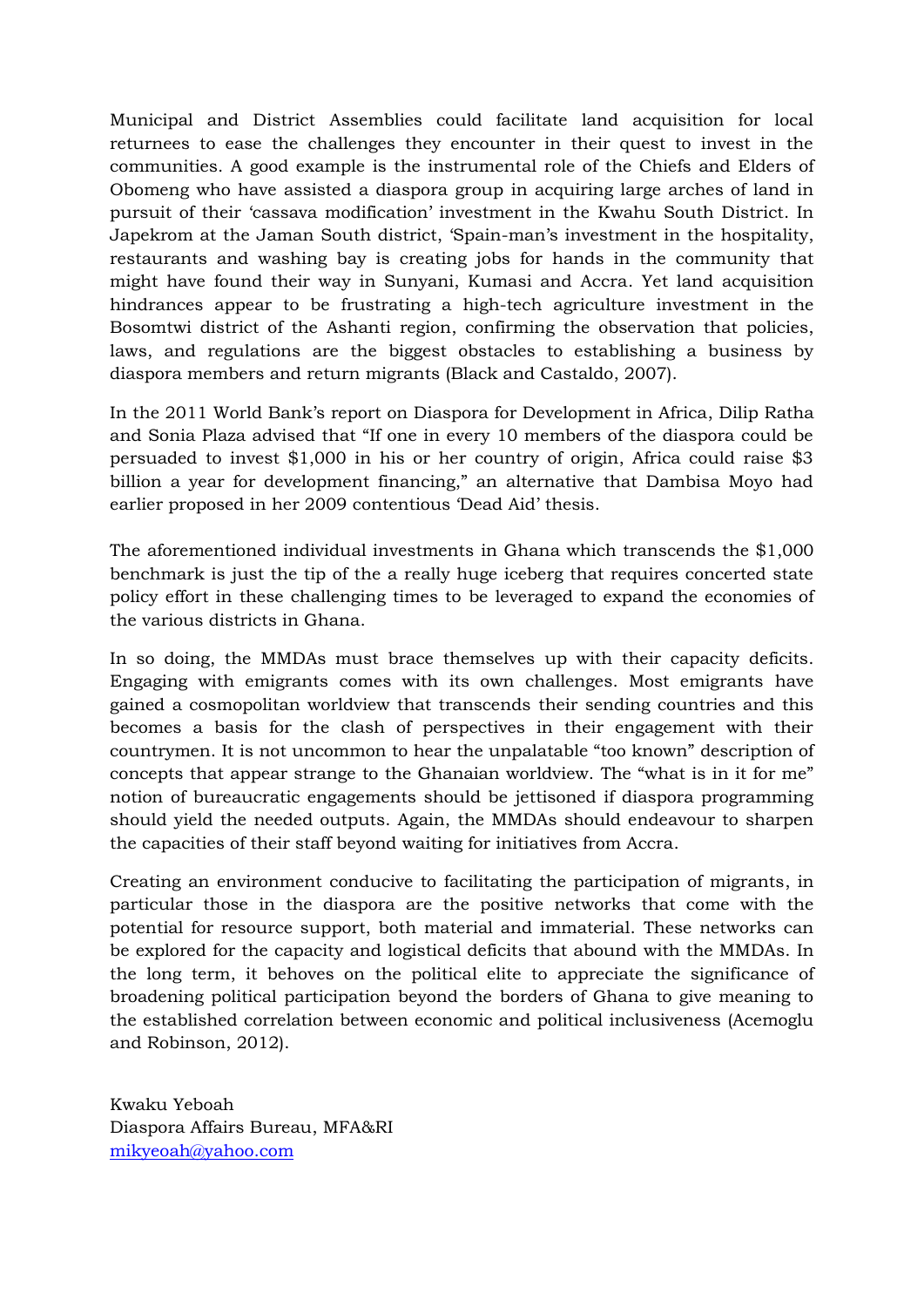Municipal and District Assemblies could facilitate land acquisition for local returnees to ease the challenges they encounter in their quest to invest in the communities. A good example is the instrumental role of the Chiefs and Elders of Obomeng who have assisted a diaspora group in acquiring large arches of land in pursuit of their 'cassava modification' investment in the Kwahu South District. In Japekrom at the Jaman South district, 'Spain-man's investment in the hospitality, restaurants and washing bay is creating jobs for hands in the community that might have found their way in Sunyani, Kumasi and Accra. Yet land acquisition hindrances appear to be frustrating a high-tech agriculture investment in the Bosomtwi district of the Ashanti region, confirming the observation that policies, laws, and regulations are the biggest obstacles to establishing a business by diaspora members and return migrants (Black and Castaldo, 2007).

In the 2011 World Bank's report on Diaspora for Development in Africa, Dilip Ratha and Sonia Plaza advised that "If one in every 10 members of the diaspora could be persuaded to invest $1,000 in his or her country of origin, Africa could raise $3 billion a year for development financing," an alternative that Dambisa Moyo had earlier proposed in her 2009 contentious 'Dead Aid' thesis.

The aforementioned individual investments in Ghana which transcends the $1,000 benchmark is just the tip of the a really huge iceberg that requires concerted state policy effort in these challenging times to be leveraged to expand the economies of the various districts in Ghana.

In so doing, the MMDAs must brace themselves up with their capacity deficits. Engaging with emigrants comes with its own challenges. Most emigrants have gained a cosmopolitan worldview that transcends their sending countries and this becomes a basis for the clash of perspectives in their engagement with their countrymen. It is not uncommon to hear the unpalatable "too known" description of concepts that appear strange to the Ghanaian worldview. The "what is in it for me" notion of bureaucratic engagements should be jettisoned if diaspora programming should yield the needed outputs. Again, the MMDAs should endeavour to sharpen the capacities of their staff beyond waiting for initiatives from Accra.

Creating an environment conducive to facilitating the participation of migrants, in particular those in the diaspora are the positive networks that come with the potential for resource support, both material and immaterial. These networks can be explored for the capacity and logistical deficits that abound with the MMDAs. In the long term, it behoves on the political elite to appreciate the significance of broadening political participation beyond the borders of Ghana to give meaning to the established correlation between economic and political inclusiveness (Acemoglu and Robinson, 2012).

Kwaku Yeboah  
Diaspora Affairs Bureau, MFA&RI  
mikyeoah@yahoo.com